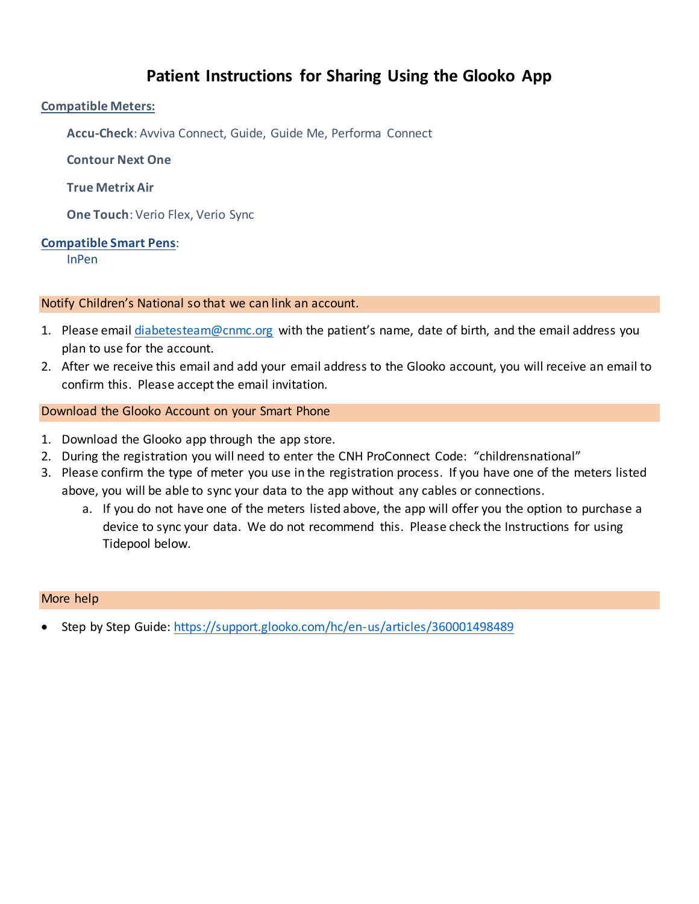# Patient Instructions for Sharing Using the Glooko App

**Compatible Meters:**

**Accu-Check**: Avviva Connect, Guide, Guide Me, Performa Connect

**Contour Next One**

**True Metrix Air**

**One Touch**: Verio Flex, Verio Sync

**Compatible Smart Pens**:

InPen

## Notify Children's National so that we can link an account.

1. Please email diabetesteam@cnmc.org with the patient's name, date of birth, and the email address you plan to use for the account.
2. After we receive this email and add your email address to the Glooko account, you will receive an email to confirm this. Please accept the email invitation.

## Download the Glooko Account on your Smart Phone

1. Download the Glooko app through the app store.
2. During the registration you will need to enter the CNH ProConnect Code: "childrensnational"
3. Please confirm the type of meter you use in the registration process. If you have one of the meters listed above, you will be able to sync your data to the app without any cables or connections.
   a. If you do not have one of the meters listed above, the app will offer you the option to purchase a device to sync your data. We do not recommend this. Please check the Instructions for using Tidepool below.

## More help

- Step by Step Guide: https://support.glooko.com/hc/en-us/articles/360001498489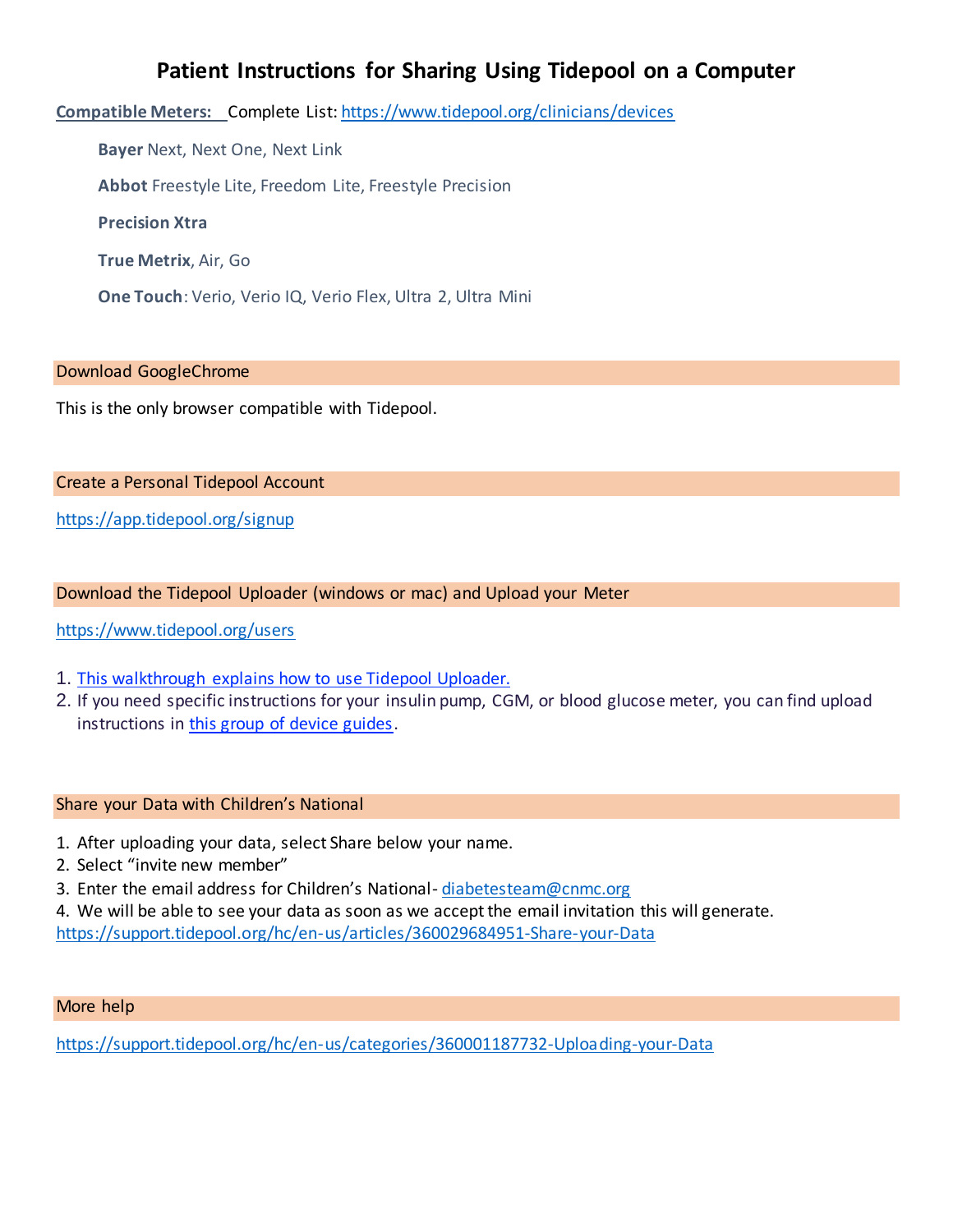# Patient Instructions for Sharing Using Tidepool on a Computer

**Compatible Meters:** Complete List: https://www.tidepool.org/clinicians/devices

**Bayer** Next, Next One, Next Link

**Abbot** Freestyle Lite, Freedom Lite, Freestyle Precision

**Precision Xtra**

**True Metrix**, Air, Go

**One Touch**: Verio, Verio IQ, Verio Flex, Ultra 2, Ultra Mini

## Download GoogleChrome

This is the only browser compatible with Tidepool.

## Create a Personal Tidepool Account

https://app.tidepool.org/signup

## Download the Tidepool Uploader (windows or mac) and Upload your Meter

https://www.tidepool.org/users

1. This walkthrough explains how to use Tidepool Uploader.
2. If you need specific instructions for your insulin pump, CGM, or blood glucose meter, you can find upload instructions in this group of device guides.

## Share your Data with Children's National

1. After uploading your data, select Share below your name.
2. Select "invite new member"
3. Enter the email address for Children's National- diabetesteam@cnmc.org
4. We will be able to see your data as soon as we accept the email invitation this will generate.

https://support.tidepool.org/hc/en-us/articles/360029684951-Share-your-Data

## More help

https://support.tidepool.org/hc/en-us/categories/360001187732-Uploading-your-Data